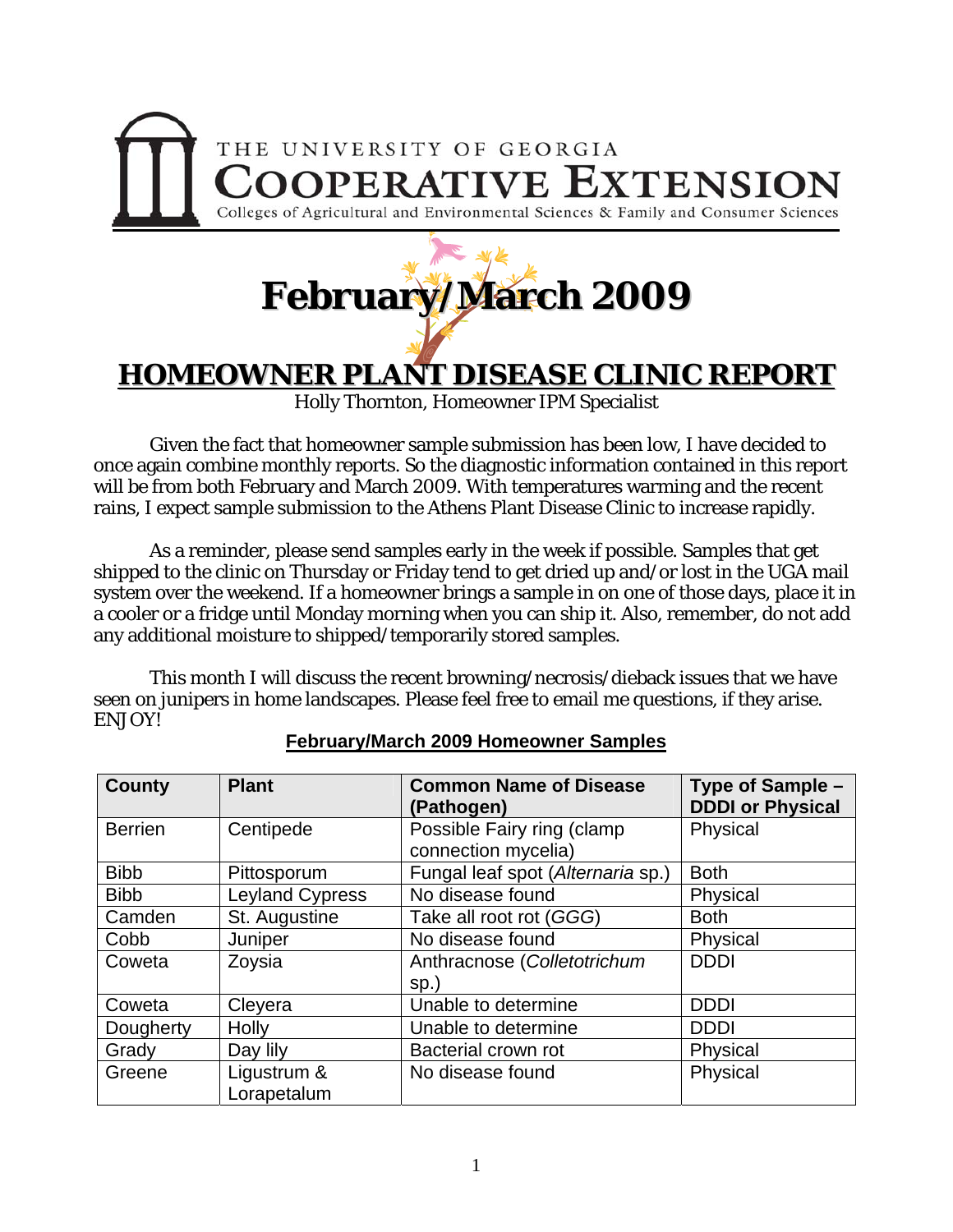THE UNIVERSITY OF GEORGIA
COOPERATIVE EXTENSION
Colleges of Agricultural and Environmental Sciences & Family and Consumer Sciences

# February/March 2009

# HOMEOWNER PLANT DISEASE CLINIC REPORT

Holly Thornton, Homeowner IPM Specialist

Given the fact that homeowner sample submission has been low, I have decided to once again combine monthly reports. So the diagnostic information contained in this report will be from both February and March 2009. With temperatures warming and the recent rains, I expect sample submission to the Athens Plant Disease Clinic to increase rapidly.

As a reminder, please send samples early in the week if possible. Samples that get shipped to the clinic on Thursday or Friday tend to get dried up and/or lost in the UGA mail system over the weekend. If a homeowner brings a sample in on one of those days, place it in a cooler or a fridge until Monday morning when you can ship it. Also, remember, do not add any additional moisture to shipped/temporarily stored samples.

This month I will discuss the recent browning/necrosis/dieback issues that we have seen on junipers in home landscapes. Please feel free to email me questions, if they arise. ENJOY!

**February/March 2009 Homeowner Samples**

| County | Plant | Common Name of Disease (Pathogen) | Type of Sample – DDDI or Physical |
|---|---|---|---|
| Berrien | Centipede | Possible Fairy ring (clamp connection mycelia) | Physical |
| Bibb | Pittosporum | Fungal leaf spot (*Alternaria* sp.) | Both |
| Bibb | Leyland Cypress | No disease found | Physical |
| Camden | St. Augustine | Take all root rot (*GGG*) | Both |
| Cobb | Juniper | No disease found | Physical |
| Coweta | Zoysia | Anthracnose (*Colletotrichum* sp.) | DDDI |
| Coweta | Cleyera | Unable to determine | DDDI |
| Dougherty | Holly | Unable to determine | DDDI |
| Grady | Day lily | Bacterial crown rot | Physical |
| Greene | Ligustrum & Lorapetalum | No disease found | Physical |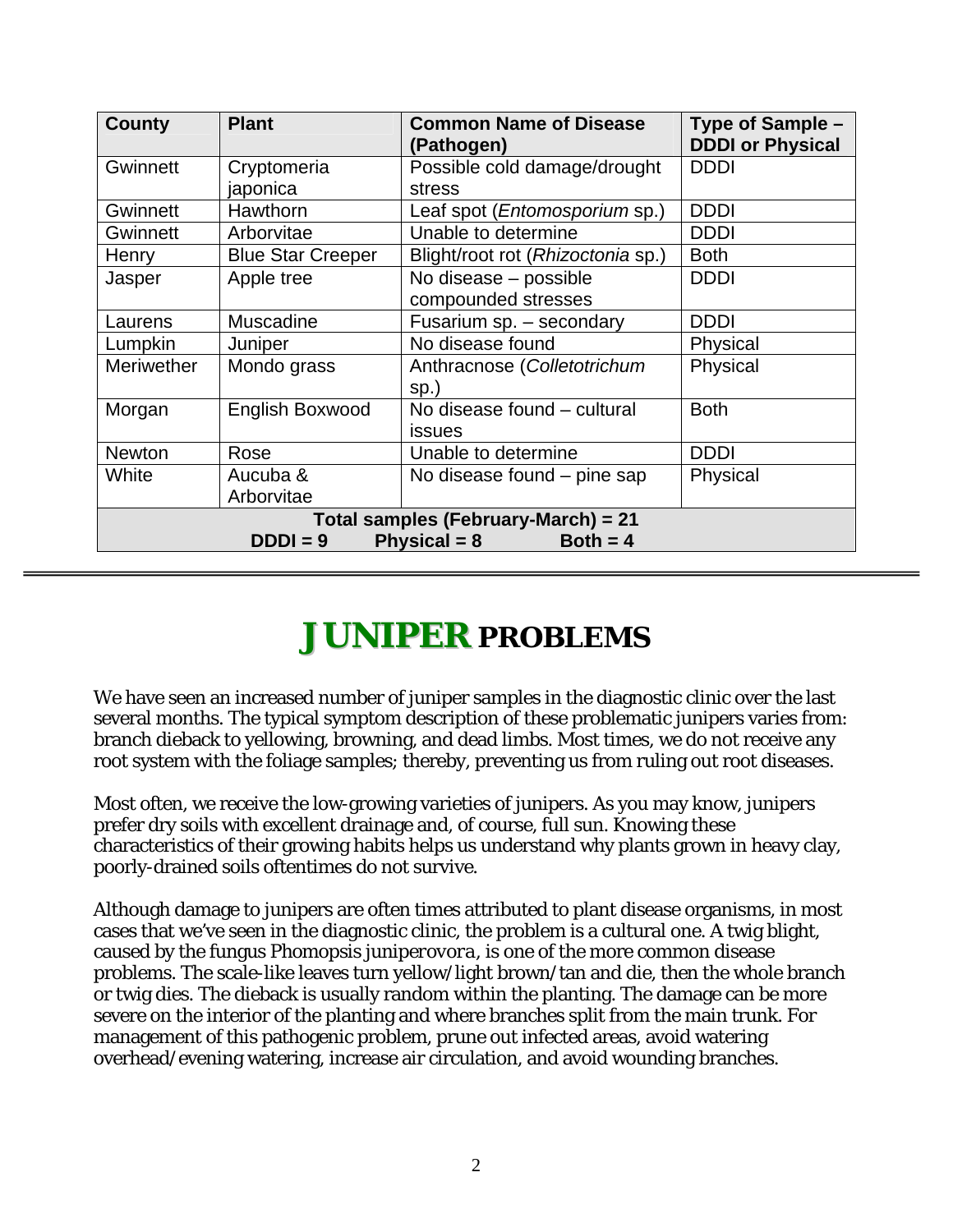| County | Plant | Common Name of Disease (Pathogen) | Type of Sample – DDDI or Physical |
| --- | --- | --- | --- |
| Gwinnett | Cryptomeria japonica | Possible cold damage/drought stress | DDDI |
| Gwinnett | Hawthorn | Leaf spot (*Entomosporium* sp.) | DDDI |
| Gwinnett | Arborvitae | Unable to determine | DDDI |
| Henry | Blue Star Creeper | Blight/root rot (*Rhizoctonia* sp.) | Both |
| Jasper | Apple tree | No disease – possible compounded stresses | DDDI |
| Laurens | Muscadine | Fusarium sp. – secondary | DDDI |
| Lumpkin | Juniper | No disease found | Physical |
| Meriwether | Mondo grass | Anthracnose (*Colletotrichum* sp.) | Physical |
| Morgan | English Boxwood | No disease found – cultural issues | Both |
| Newton | Rose | Unable to determine | DDDI |
| White | Aucuba & Arborvitae | No disease found – pine sap | Physical |
| **Total samples (February-March) = 21** | | | |
| **DDDI = 9 Physical = 8 Both = 4** | | | |

# JUNIPER PROBLEMS

We have seen an increased number of juniper samples in the diagnostic clinic over the last several months. The typical symptom description of these problematic junipers varies from: branch dieback to yellowing, browning, and dead limbs. Most times, we do not receive any root system with the foliage samples; thereby, preventing us from ruling out root diseases.

Most often, we receive the low-growing varieties of junipers. As you may know, junipers prefer dry soils with excellent drainage and, of course, full sun. Knowing these characteristics of their growing habits helps us understand why plants grown in heavy clay, poorly-drained soils oftentimes do not survive.

Although damage to junipers are often times attributed to plant disease organisms, in most cases that we've seen in the diagnostic clinic, the problem is a cultural one. A twig blight, caused by the fungus Phomopsis *juniperovora*, is one of the more common disease problems. The scale-like leaves turn yellow/light brown/tan and die, then the whole branch or twig dies. The dieback is usually random within the planting. The damage can be more severe on the interior of the planting and where branches split from the main trunk. For management of this pathogenic problem, prune out infected areas, avoid watering overhead/evening watering, increase air circulation, and avoid wounding branches.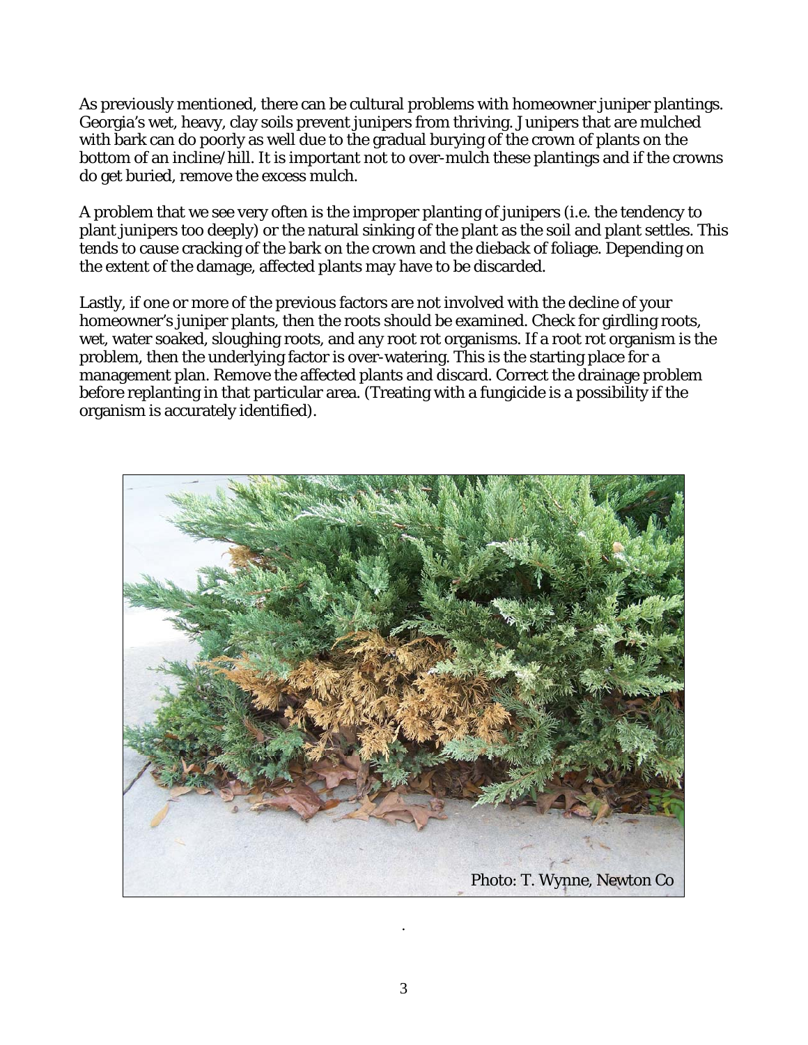As previously mentioned, there can be cultural problems with homeowner juniper plantings. Georgia's wet, heavy, clay soils prevent junipers from thriving. Junipers that are mulched with bark can do poorly as well due to the gradual burying of the crown of plants on the bottom of an incline/hill. It is important not to over-mulch these plantings and if the crowns do get buried, remove the excess mulch.

A problem that we see very often is the improper planting of junipers (i.e. the tendency to plant junipers too deeply) or the natural sinking of the plant as the soil and plant settles. This tends to cause cracking of the bark on the crown and the dieback of foliage. Depending on the extent of the damage, affected plants may have to be discarded.

Lastly, if one or more of the previous factors are not involved with the decline of your homeowner's juniper plants, then the roots should be examined. Check for girdling roots, wet, water soaked, sloughing roots, and any root rot organisms. If a root rot organism is the problem, then the underlying factor is over-watering. This is the starting place for a management plan. Remove the affected plants and discard. Correct the drainage problem before replanting in that particular area. (Treating with a fungicide is a possibility if the organism is accurately identified).

Photo: T. Wynne, Newton Co